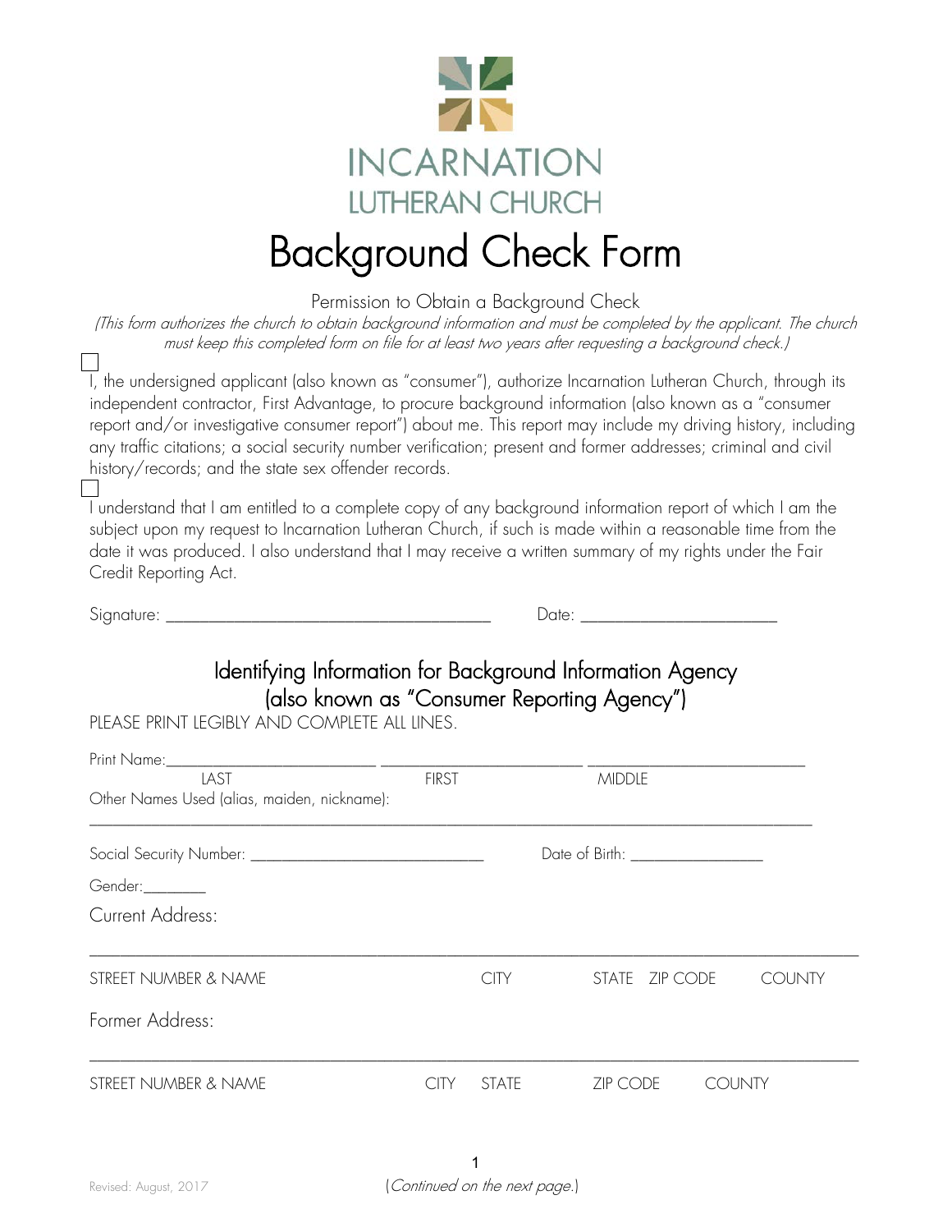# INCARNATION LUTHERAN CHURCH

# Background Check Form

Permission to Obtain a Background Check

*(This form authorizes the church to obtain background information and must be completed by the applicant. The church must keep this completed form on file for at least two years after requesting a background check.)*

☐ I, the undersigned applicant (also known as "consumer"), authorize Incarnation Lutheran Church, through its independent contractor, First Advantage, to procure background information (also known as a "consumer report and/or investigative consumer report") about me. This report may include my driving history, including any traffic citations; a social security number verification; present and former addresses; criminal and civil history/records; and the state sex offender records.

☐ I understand that I am entitled to a complete copy of any background information report of which I am the subject upon my request to Incarnation Lutheran Church, if such is made within a reasonable time from the date it was produced. I also understand that I may receive a written summary of my rights under the Fair Credit Reporting Act.

Signature: ______________________________________ Date: _______________________

## Identifying Information for Background Information Agency (also known as "Consumer Reporting Agency")

PLEASE PRINT LEGIBLY AND COMPLETE ALL LINES.

Print Name: _________________________ _________________________ _________________________

LAST FIRST MIDDLE

Other Names Used (alias, maiden, nickname):

_____________________________________________________________________________________

Social Security Number: ____________________________ Date of Birth: ________________

Gender: ________

Current Address:

_____________________________________________________________________________________

STREET NUMBER & NAME CITY STATE ZIP CODE COUNTY

Former Address:

_____________________________________________________________________________________

STREET NUMBER & NAME CITY STATE ZIP CODE COUNTY

Revised: August, 2017

(*Continued on the next page.*)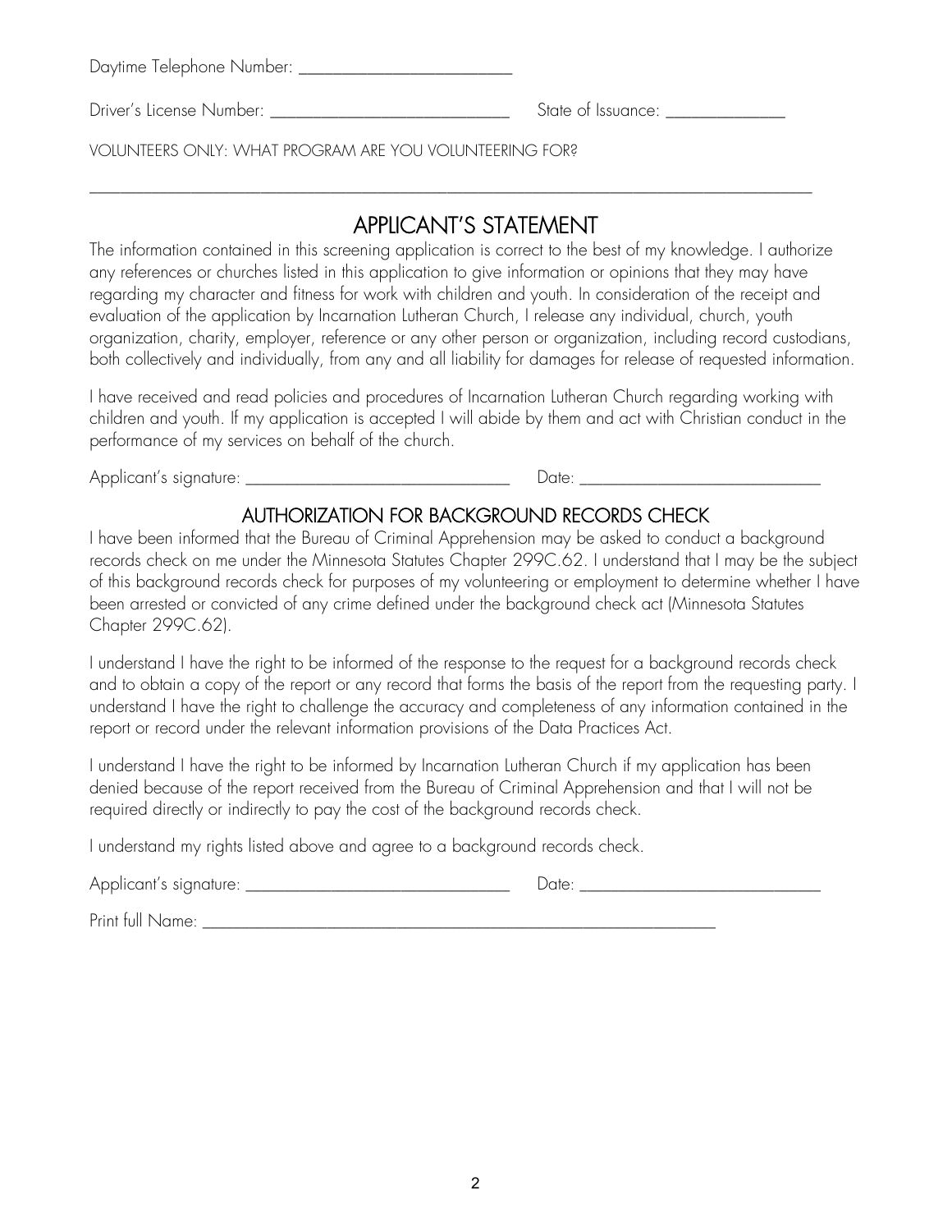Daytime Telephone Number: ___________________________

Driver's License Number: ______________________________ State of Issuance: _______________

VOLUNTEERS ONLY: WHAT PROGRAM ARE YOU VOLUNTEERING FOR?

_____________________________________________________________________________________________

## APPLICANT'S STATEMENT

The information contained in this screening application is correct to the best of my knowledge. I authorize any references or churches listed in this application to give information or opinions that they may have regarding my character and fitness for work with children and youth. In consideration of the receipt and evaluation of the application by Incarnation Lutheran Church, I release any individual, church, youth organization, charity, employer, reference or any other person or organization, including record custodians, both collectively and individually, from any and all liability for damages for release of requested information.

I have received and read policies and procedures of Incarnation Lutheran Church regarding working with children and youth. If my application is accepted I will abide by them and act with Christian conduct in the performance of my services on behalf of the church.

Applicant's signature: _________________________________ Date: ______________________________

## AUTHORIZATION FOR BACKGROUND RECORDS CHECK

I have been informed that the Bureau of Criminal Apprehension may be asked to conduct a background records check on me under the Minnesota Statutes Chapter 299C.62. I understand that I may be the subject of this background records check for purposes of my volunteering or employment to determine whether I have been arrested or convicted of any crime defined under the background check act (Minnesota Statutes Chapter 299C.62).

I understand I have the right to be informed of the response to the request for a background records check and to obtain a copy of the report or any record that forms the basis of the report from the requesting party. I understand I have the right to challenge the accuracy and completeness of any information contained in the report or record under the relevant information provisions of the Data Practices Act.

I understand I have the right to be informed by Incarnation Lutheran Church if my application has been denied because of the report received from the Bureau of Criminal Apprehension and that I will not be required directly or indirectly to pay the cost of the background records check.

I understand my rights listed above and agree to a background records check.

Applicant's signature: _________________________________ Date: ______________________________

Print full Name: _________________________________________________________________